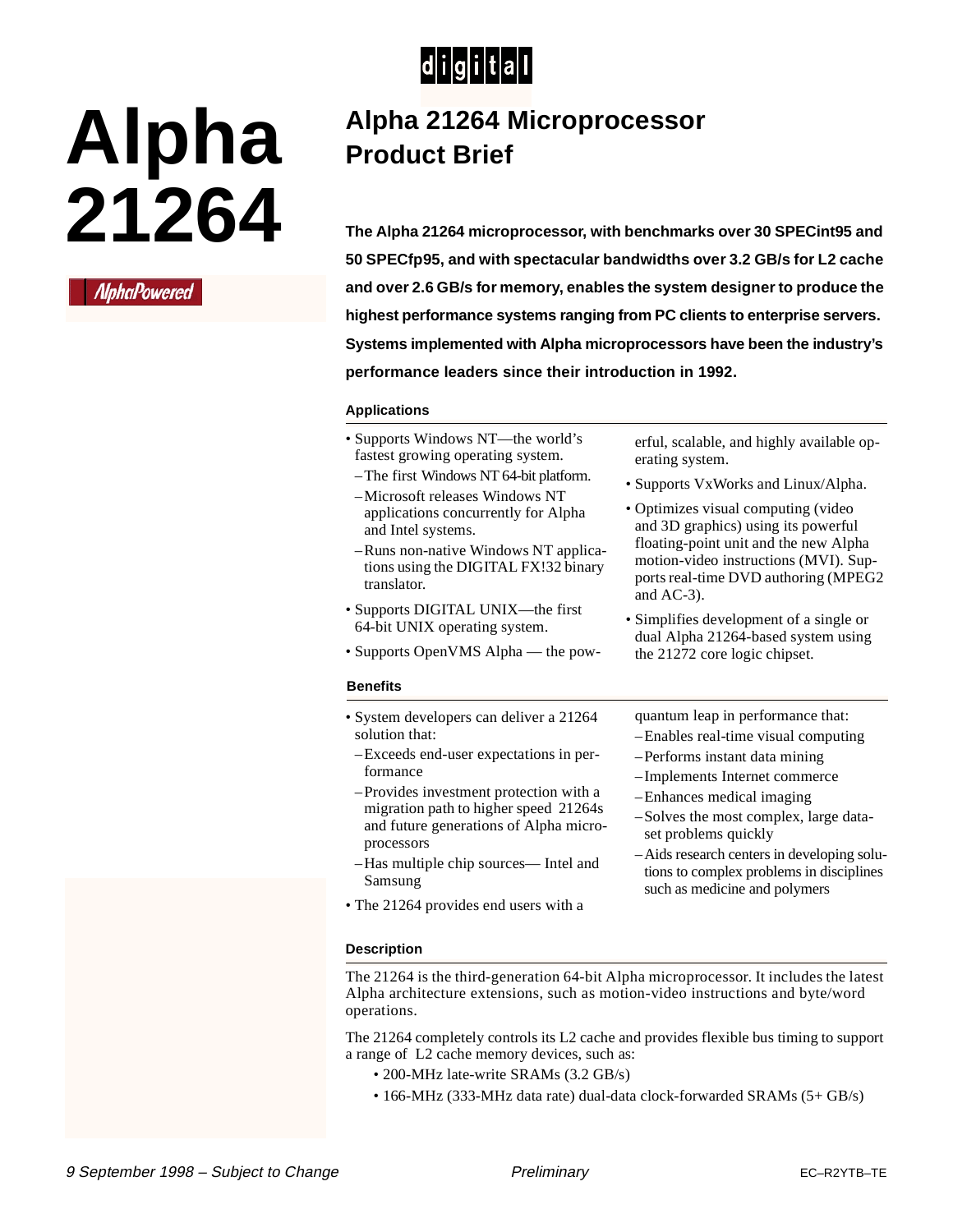# Alpha 21264

## Alpha 21264 Microprocessor Product Brief

**The Alpha 21264 microprocessor, with benchmarks over 30 SPECint95 and 50 SPECfp95, and with spectacular bandwidths over 3.2 GB/s for L2 cache and over 2.6 GB/s for memory, enables the system designer to produce the highest performance systems ranging from PC clients to enterprise servers. Systems implemented with Alpha microprocessors have been the industry's performance leaders since their introduction in 1992.**

### Applications

- Supports Windows NT—the world's fastest growing operating system.
  - The first Windows NT 64-bit platform.
  - Microsoft releases Windows NT applications concurrently for Alpha and Intel systems.
  - Runs non-native Windows NT applications using the DIGITAL FX!32 binary translator.
- Supports DIGITAL UNIX—the first 64-bit UNIX operating system.
- Supports OpenVMS Alpha — the powerful, scalable, and highly available operating system.
- Supports VxWorks and Linux/Alpha.
- Optimizes visual computing (video and 3D graphics) using its powerful floating-point unit and the new Alpha motion-video instructions (MVI). Supports real-time DVD authoring (MPEG2 and AC-3).
- Simplifies development of a single or dual Alpha 21264-based system using the 21272 core logic chipset.

### Benefits

- System developers can deliver a 21264 solution that:
  - Exceeds end-user expectations in performance
  - Provides investment protection with a migration path to higher speed 21264s and future generations of Alpha microprocessors
  - Has multiple chip sources— Intel and Samsung
- The 21264 provides end users with a quantum leap in performance that:
  - Enables real-time visual computing
  - Performs instant data mining
  - Implements Internet commerce
  - Enhances medical imaging
  - Solves the most complex, large data-set problems quickly
  - Aids research centers in developing solutions to complex problems in disciplines such as medicine and polymers

### Description

The 21264 is the third-generation 64-bit Alpha microprocessor. It includes the latest Alpha architecture extensions, such as motion-video instructions and byte/word operations.

The 21264 completely controls its L2 cache and provides flexible bus timing to support a range of L2 cache memory devices, such as:

- 200-MHz late-write SRAMs (3.2 GB/s)
- 166-MHz (333-MHz data rate) dual-data clock-forwarded SRAMs (5+ GB/s)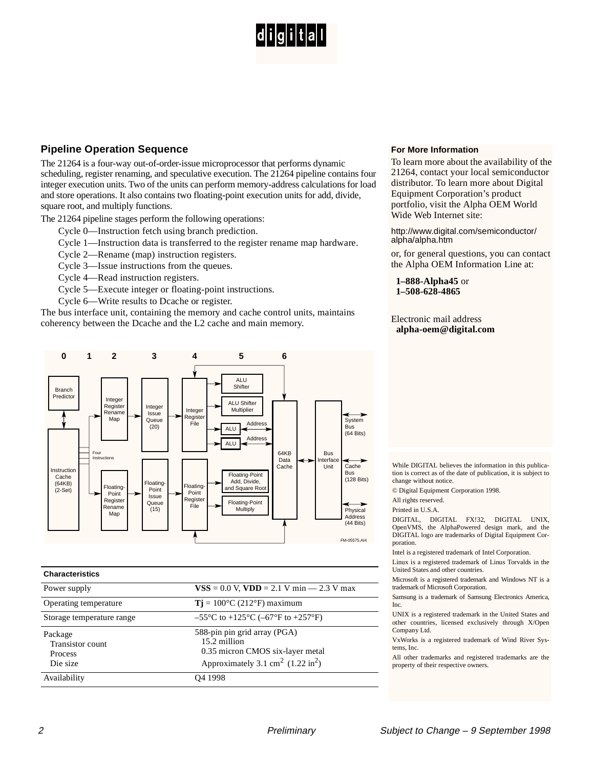## Pipeline Operation Sequence

The 21264 is a four-way out-of-order-issue microprocessor that performs dynamic scheduling, register renaming, and speculative execution. The 21264 pipeline contains four integer execution units. Two of the units can perform memory-address calculations for load and store operations. It also contains two floating-point execution units for add, divide, square root, and multiply functions.

The 21264 pipeline stages perform the following operations:

Cycle 0—Instruction fetch using branch prediction.

Cycle 1—Instruction data is transferred to the register rename map hardware.

Cycle 2—Rename (map) instruction registers.

Cycle 3—Issue instructions from the queues.

Cycle 4—Read instruction registers.

Cycle 5—Execute integer or floating-point instructions.

Cycle 6—Write results to Dcache or register.

The bus interface unit, containing the memory and cache control units, maintains coherency between the Dcache and the L2 cache and main memory.

0 1 2 3 4 5 6

Branch Predictor

Instruction Cache (64KB) (2-Set)

Four Instructions

Integer Register Rename Map

Floating-Point Register Rename Map

Integer Issue Queue (20)

Floating-Point Issue Queue (15)

Integer Register File

Floating-Point Register File

ALU Shifter

ALU Shifter Multiplier

ALU

ALU

Address

Address

Floating-Point Add, Divide, and Square Root

Floating-Point Multiply

64KB Data Cache

Bus Interface Unit

System Bus (64 Bits)

Cache Bus (128 Bits)

Physical Address (44 Bits)

FM-05575.AI4

| Characteristics | |
|---|---|
| Power supply | **VSS** = 0.0 V, **VDD** = 2.1 V min — 2.3 V max |
| Operating temperature | **Tj** = 100°C (212°F) maximum |
| Storage temperature range | –55°C to +125°C (–67°F to +257°F) |
| Package<br>Transistor count<br>Process<br>Die size | 588-pin pin grid array (PGA)<br>15.2 million<br>0.35 micron CMOS six-layer metal<br>Approximately 3.1 $cm^2$ (1.22 $in^2$) |
| Availability | Q4 1998 |

### For More Information

To learn more about the availability of the 21264, contact your local semiconductor distributor. To learn more about Digital Equipment Corporation's product portfolio, visit the Alpha OEM World Wide Web Internet site:

http://www.digital.com/semiconductor/alpha/alpha.htm

or, for general questions, you can contact the Alpha OEM Information Line at:

**1–888-Alpha45** or
**1–508-628-4865**

Electronic mail address
**alpha-oem@digital.com**

While DIGITAL believes the information in this publication is correct as of the date of publication, it is subject to change without notice.

© Digital Equipment Corporation 1998.

All rights reserved.

Printed in U.S.A.

DIGITAL, DIGITAL FX!32, DIGITAL UNIX, OpenVMS, the AlphaPowered design mark, and the DIGITAL logo are trademarks of Digital Equipment Corporation.

Intel is a registered trademark of Intel Corporation.

Linux is a registered trademark of Linus Torvalds in the United States and other countries.

Microsoft is a registered trademark and Windows NT is a trademark of Microsoft Corporation.

Samsung is a trademark of Samsung Electronics America, Inc.

UNIX is a registered trademark in the United States and other countries, licensed exclusively through X/Open Company Ltd.

VxWorks is a registered trademark of Wind River Systems, Inc.

All other trademarks and registered trademarks are the property of their respective owners.

*Preliminary* *Subject to Change – 9 September 1998*